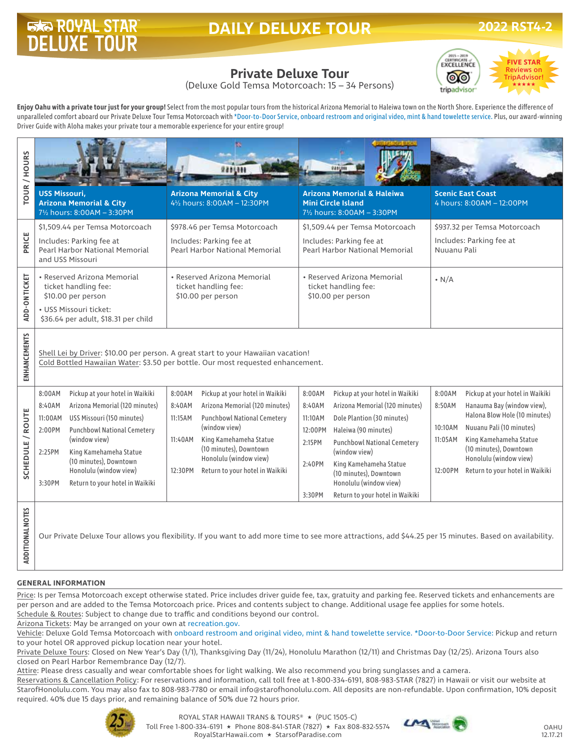# ROYAL STAR DELUXE TOUR

## DAILY DELUXE TOUR

2022 RST4-2

## Private Deluxe Tour

(Deluxe Gold Temsa Motorcoach: 15 – 34 Persons)

2015 – 2019 CERTIFICATE of EXCELLENCE tripadvisor

FIVE STAR Reviews on TripAdvisor! ★★★★★

**Enjoy Oahu with a private tour just for your group!** Select from the most popular tours from the historical Arizona Memorial to Haleiwa town on the North Shore. Experience the difference of unparalleled comfort aboard our Private Deluxe Tour Temsa Motorcoach with *Door-to-Door Service, onboard restroom and original video, mint & hand towelette service. Plus, our award-winning Driver Guide with Aloha makes your private tour a memorable experience for your entire group!

| TOUR / HOURS | **USS Missouri, Arizona Memorial & City**<br>7½ hours: 8:00AM – 3:30PM | **Arizona Memorial & City**<br>4½ hours: 8:00AM – 12:30PM | **Arizona Memorial & Haleiwa Mini Circle Island**<br>7½ hours: 8:00AM – 3:30PM | **Scenic East Coast**<br>4 hours: 8:00AM – 12:00PM |
|---|---|---|---|---|
| PRICE | $1,509.44 per Temsa Motorcoach<br>Includes: Parking fee at Pearl Harbor National Memorial and USS Missouri | $978.46 per Temsa Motorcoach<br>Includes: Parking fee at Pearl Harbor National Memorial | $1,509.44 per Temsa Motorcoach<br>Includes: Parking fee at Pearl Harbor National Memorial | $937.32 per Temsa Motorcoach<br>Includes: Parking fee at Nuuanu Pali |
| ADD-ON TICKET | • Reserved Arizona Memorial ticket handling fee: $10.00 per person<br>• USS Missouri ticket: $36.64 per adult, $18.31 per child | • Reserved Arizona Memorial ticket handling fee: $10.00 per person | • Reserved Arizona Memorial ticket handling fee: $10.00 per person | • N/A |
| ENHANCEMENTS | Shell Lei by Driver: $10.00 per person. A great start to your Hawaiian vacation!<br>Cold Bottled Hawaiian Water: $3.50 per bottle. Our most requested enhancement. | | | |
| SCHEDULE / ROUTE | 8:00AM Pickup at your hotel in Waikiki<br>8:40AM Arizona Memorial (120 minutes)<br>11:00AM USS Missouri (150 minutes)<br>2:00PM Punchbowl National Cemetery (window view)<br>2:25PM King Kamehameha Statue (10 minutes), Downtown Honolulu (window view)<br>3:30PM Return to your hotel in Waikiki | 8:00AM Pickup at your hotel in Waikiki<br>8:40AM Arizona Memorial (120 minutes)<br>11:15AM Punchbowl National Cemetery (window view)<br>11:40AM King Kamehameha Statue (10 minutes), Downtown Honolulu (window view)<br>12:30PM Return to your hotel in Waikiki | 8:00AM Pickup at your hotel in Waikiki<br>8:40AM Arizona Memorial (120 minutes)<br>11:10AM Dole Plantion (30 minutes)<br>12:00PM Haleiwa (90 minutes)<br>2:15PM Punchbowl National Cemetery (window view)<br>2:40PM King Kamehameha Statue (10 minutes), Downtown Honolulu (window view)<br>3:30PM Return to your hotel in Waikiki | 8:00AM Pickup at your hotel in Waikiki<br>8:50AM Hanauma Bay (window view), Halona Blow Hole (10 minutes)<br>10:10AM Nuuanu Pali (10 minutes)<br>11:05AM King Kamehameha Statue (10 minutes), Downtown Honolulu (window view)<br>12:00PM Return to your hotel in Waikiki |
| ADDITIONAL NOTES | Our Private Deluxe Tour allows you flexibility. If you want to add more time to see more attractions, add $44.25 per 15 minutes. Based on availability. | | | |

### GENERAL INFORMATION

Price: Is per Temsa Motorcoach except otherwise stated. Price includes driver guide fee, tax, gratuity and parking fee. Reserved tickets and enhancements are per person and are added to the Temsa Motorcoach price. Prices and contents subject to change. Additional usage fee applies for some hotels.
Schedule & Routes: Subject to change due to traffic and conditions beyond our control.
Arizona Tickets: May be arranged on your own at recreation.gov.
Vehicle: Deluxe Gold Temsa Motorcoach with onboard restroom and original video, mint & hand towelette service. *Door-to-Door Service: Pickup and return to your hotel OR approved pickup location near your hotel.
Private Deluxe Tours: Closed on New Year's Day (1/1), Thanksgiving Day (11/24), Honolulu Marathon (12/11) and Christmas Day (12/25). Arizona Tours also closed on Pearl Harbor Remembrance Day (12/7).
Attire: Please dress casually and wear comfortable shoes for light walking. We also recommend you bring sunglasses and a camera.
Reservations & Cancellation Policy: For reservations and information, call toll free at 1-800-334-6191, 808-983-STAR (7827) in Hawaii or visit our website at StarofHonolulu.com. You may also fax to 808-983-7780 or email info@starofhonolulu.com. All deposits are non-refundable. Upon confirmation, 10% deposit required. 40% due 15 days prior, and remaining balance of 50% due 72 hours prior.

ROYAL STAR HAWAII TRANS & TOURS® ★ (PUC 1505-C)
Toll Free 1-800-334-6191 ★ Phone 808-841-STAR (7827) ★ Fax 808-832-5574
RoyalStarHawaii.com ★ StarsofParadise.com

OAHU
12.17.21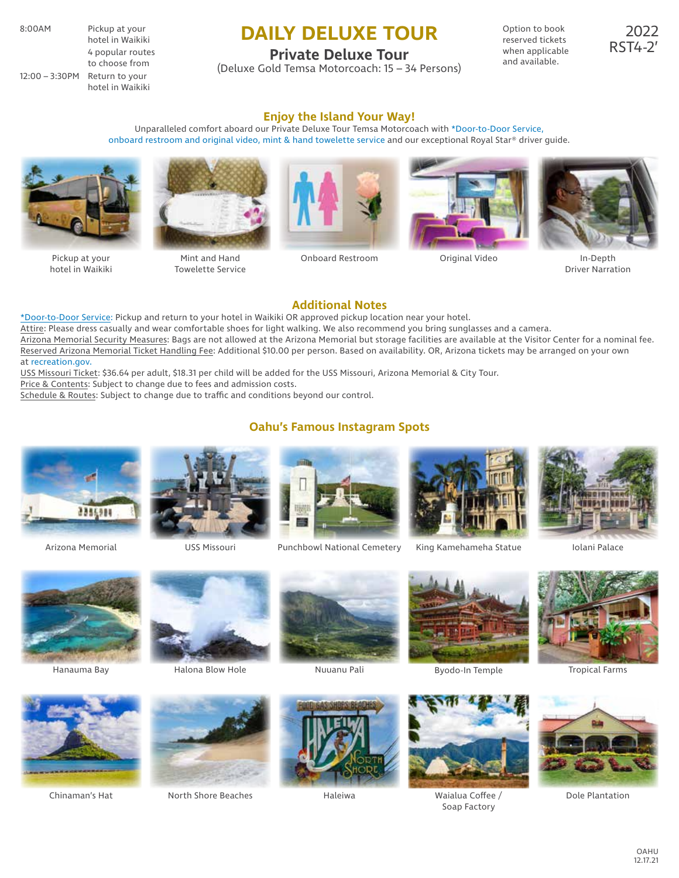| | |
|---|---|
| 8:00AM | Pickup at your hotel in Waikiki<br>4 popular routes to choose from |
| 12:00 – 3:30PM | Return to your hotel in Waikiki |

# DAILY DELUXE TOUR

## Private Deluxe Tour

(Deluxe Gold Temsa Motorcoach: 15 – 34 Persons)

Option to book reserved tickets when applicable and available.

2022
RST4-2'

### Enjoy the Island Your Way!

Unparalleled comfort aboard our Private Deluxe Tour Temsa Motorcoach with *Door-to-Door Service, onboard restroom and original video, mint & hand towelette service and our exceptional Royal Star® driver guide.

Pickup at your hotel in Waikiki

Mint and Hand Towelette Service

Onboard Restroom

Original Video

In-Depth Driver Narration

### Additional Notes

*Door-to-Door Service: Pickup and return to your hotel in Waikiki OR approved pickup location near your hotel.
Attire: Please dress casually and wear comfortable shoes for light walking. We also recommend you bring sunglasses and a camera.
Arizona Memorial Security Measures: Bags are not allowed at the Arizona Memorial but storage facilities are available at the Visitor Center for a nominal fee.
Reserved Arizona Memorial Ticket Handling Fee: Additional $10.00 per person. Based on availability. OR, Arizona tickets may be arranged on your own at recreation.gov.
USS Missouri Ticket: $36.64 per adult, $18.31 per child will be added for the USS Missouri, Arizona Memorial & City Tour.
Price & Contents: Subject to change due to fees and admission costs.
Schedule & Routes: Subject to change due to traffic and conditions beyond our control.

### Oahu's Famous Instagram Spots

Arizona Memorial

USS Missouri

Punchbowl National Cemetery

King Kamehameha Statue

Iolani Palace

Hanauma Bay

Halona Blow Hole

Nuuanu Pali

Byodo-In Temple

Tropical Farms

Chinaman's Hat

North Shore Beaches

Haleiwa

Waialua Coffee / Soap Factory

Dole Plantation

OAHU
12.17.21